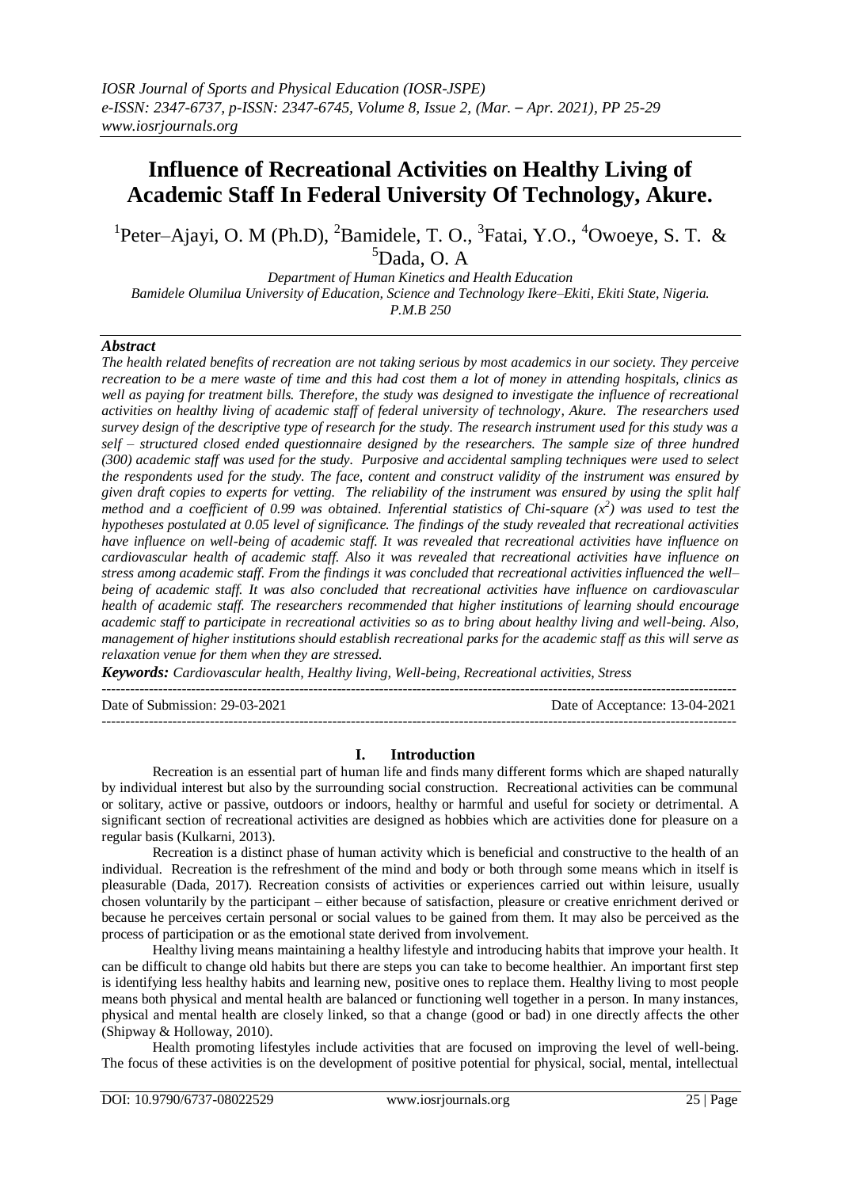# Influence of Recreational Activities on Healthy Living of Academic Staff In Federal University Of Technology, Akure.

[1]Peter–Ajayi, O. M (Ph.D), [2]Bamidele, T. O., [3]Fatai, Y.O., [4]Owoeye, S. T. & [5]Dada, O. A

*Department of Human Kinetics and Health Education*
*Bamidele Olumilua University of Education, Science and Technology Ikere–Ekiti, Ekiti State, Nigeria.*
*P.M.B 250*

### *Abstract*

*The health related benefits of recreation are not taking serious by most academics in our society. They perceive recreation to be a mere waste of time and this had cost them a lot of money in attending hospitals, clinics as well as paying for treatment bills. Therefore, the study was designed to investigate the influence of recreational activities on healthy living of academic staff of federal university of technology, Akure. The researchers used survey design of the descriptive type of research for the study. The research instrument used for this study was a self – structured closed ended questionnaire designed by the researchers. The sample size of three hundred (300) academic staff was used for the study. Purposive and accidental sampling techniques were used to select the respondents used for the study. The face, content and construct validity of the instrument was ensured by given draft copies to experts for vetting. The reliability of the instrument was ensured by using the split half method and a coefficient of 0.99 was obtained. Inferential statistics of Chi-square ($x^2$) was used to test the hypotheses postulated at 0.05 level of significance. The findings of the study revealed that recreational activities have influence on well-being of academic staff. It was revealed that recreational activities have influence on cardiovascular health of academic staff. Also it was revealed that recreational activities have influence on stress among academic staff. From the findings it was concluded that recreational activities influenced the well–being of academic staff. It was also concluded that recreational activities have influence on cardiovascular health of academic staff. The researchers recommended that higher institutions of learning should encourage academic staff to participate in recreational activities so as to bring about healthy living and well-being. Also, management of higher institutions should establish recreational parks for the academic staff as this will serve as relaxation venue for them when they are stressed.*

***Keywords:*** *Cardiovascular health, Healthy living, Well-being, Recreational activities, Stress*

Date of Submission: 29-03-2021 | Date of Acceptance: 13-04-2021

## I. Introduction

Recreation is an essential part of human life and finds many different forms which are shaped naturally by individual interest but also by the surrounding social construction. Recreational activities can be communal or solitary, active or passive, outdoors or indoors, healthy or harmful and useful for society or detrimental. A significant section of recreational activities are designed as hobbies which are activities done for pleasure on a regular basis (Kulkarni, 2013).

Recreation is a distinct phase of human activity which is beneficial and constructive to the health of an individual. Recreation is the refreshment of the mind and body or both through some means which in itself is pleasurable (Dada, 2017). Recreation consists of activities or experiences carried out within leisure, usually chosen voluntarily by the participant – either because of satisfaction, pleasure or creative enrichment derived or because he perceives certain personal or social values to be gained from them. It may also be perceived as the process of participation or as the emotional state derived from involvement.

Healthy living means maintaining a healthy lifestyle and introducing habits that improve your health. It can be difficult to change old habits but there are steps you can take to become healthier. An important first step is identifying less healthy habits and learning new, positive ones to replace them. Healthy living to most people means both physical and mental health are balanced or functioning well together in a person. In many instances, physical and mental health are closely linked, so that a change (good or bad) in one directly affects the other (Shipway & Holloway, 2010).

Health promoting lifestyles include activities that are focused on improving the level of well-being. The focus of these activities is on the development of positive potential for physical, social, mental, intellectual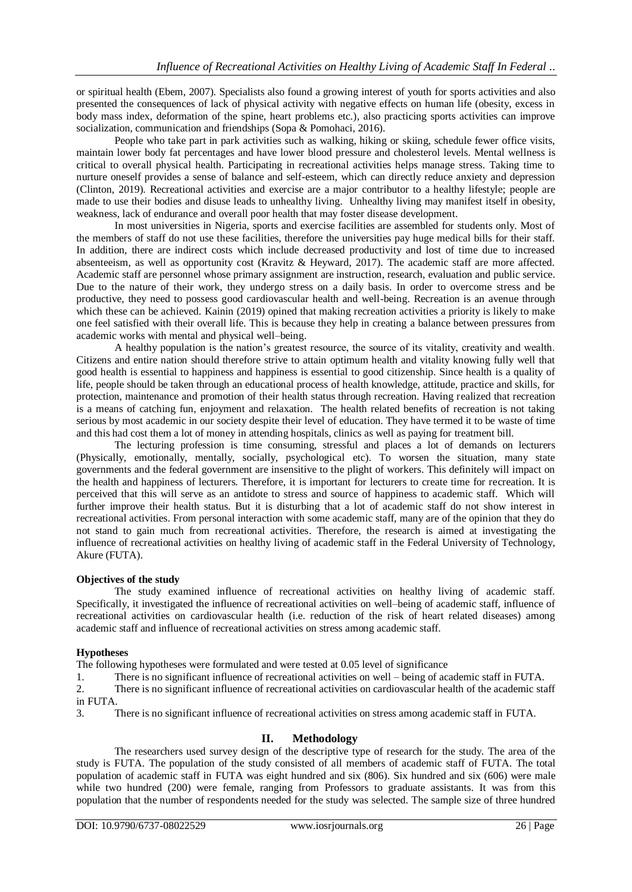or spiritual health (Ebem, 2007). Specialists also found a growing interest of youth for sports activities and also presented the consequences of lack of physical activity with negative effects on human life (obesity, excess in body mass index, deformation of the spine, heart problems etc.), also practicing sports activities can improve socialization, communication and friendships (Sopa & Pomohaci, 2016).

People who take part in park activities such as walking, hiking or skiing, schedule fewer office visits, maintain lower body fat percentages and have lower blood pressure and cholesterol levels. Mental wellness is critical to overall physical health. Participating in recreational activities helps manage stress. Taking time to nurture oneself provides a sense of balance and self-esteem, which can directly reduce anxiety and depression (Clinton, 2019). Recreational activities and exercise are a major contributor to a healthy lifestyle; people are made to use their bodies and disuse leads to unhealthy living. Unhealthy living may manifest itself in obesity, weakness, lack of endurance and overall poor health that may foster disease development.

In most universities in Nigeria, sports and exercise facilities are assembled for students only. Most of the members of staff do not use these facilities, therefore the universities pay huge medical bills for their staff. In addition, there are indirect costs which include decreased productivity and lost of time due to increased absenteeism, as well as opportunity cost (Kravitz & Heyward, 2017). The academic staff are more affected. Academic staff are personnel whose primary assignment are instruction, research, evaluation and public service. Due to the nature of their work, they undergo stress on a daily basis. In order to overcome stress and be productive, they need to possess good cardiovascular health and well-being. Recreation is an avenue through which these can be achieved. Kainin (2019) opined that making recreation activities a priority is likely to make one feel satisfied with their overall life. This is because they help in creating a balance between pressures from academic works with mental and physical well–being.

A healthy population is the nation's greatest resource, the source of its vitality, creativity and wealth. Citizens and entire nation should therefore strive to attain optimum health and vitality knowing fully well that good health is essential to happiness and happiness is essential to good citizenship. Since health is a quality of life, people should be taken through an educational process of health knowledge, attitude, practice and skills, for protection, maintenance and promotion of their health status through recreation. Having realized that recreation is a means of catching fun, enjoyment and relaxation. The health related benefits of recreation is not taking serious by most academic in our society despite their level of education. They have termed it to be waste of time and this had cost them a lot of money in attending hospitals, clinics as well as paying for treatment bill.

The lecturing profession is time consuming, stressful and places a lot of demands on lecturers (Physically, emotionally, mentally, socially, psychological etc). To worsen the situation, many state governments and the federal government are insensitive to the plight of workers. This definitely will impact on the health and happiness of lecturers. Therefore, it is important for lecturers to create time for recreation. It is perceived that this will serve as an antidote to stress and source of happiness to academic staff. Which will further improve their health status. But it is disturbing that a lot of academic staff do not show interest in recreational activities. From personal interaction with some academic staff, many are of the opinion that they do not stand to gain much from recreational activities. Therefore, the research is aimed at investigating the influence of recreational activities on healthy living of academic staff in the Federal University of Technology, Akure (FUTA).

**Objectives of the study**

The study examined influence of recreational activities on healthy living of academic staff. Specifically, it investigated the influence of recreational activities on well–being of academic staff, influence of recreational activities on cardiovascular health (i.e. reduction of the risk of heart related diseases) among academic staff and influence of recreational activities on stress among academic staff.

**Hypotheses**

The following hypotheses were formulated and were tested at 0.05 level of significance

1. There is no significant influence of recreational activities on well – being of academic staff in FUTA.
2. There is no significant influence of recreational activities on cardiovascular health of the academic staff in FUTA.
3. There is no significant influence of recreational activities on stress among academic staff in FUTA.

## II. Methodology

The researchers used survey design of the descriptive type of research for the study. The area of the study is FUTA. The population of the study consisted of all members of academic staff of FUTA. The total population of academic staff in FUTA was eight hundred and six (806). Six hundred and six (606) were male while two hundred (200) were female, ranging from Professors to graduate assistants. It was from this population that the number of respondents needed for the study was selected. The sample size of three hundred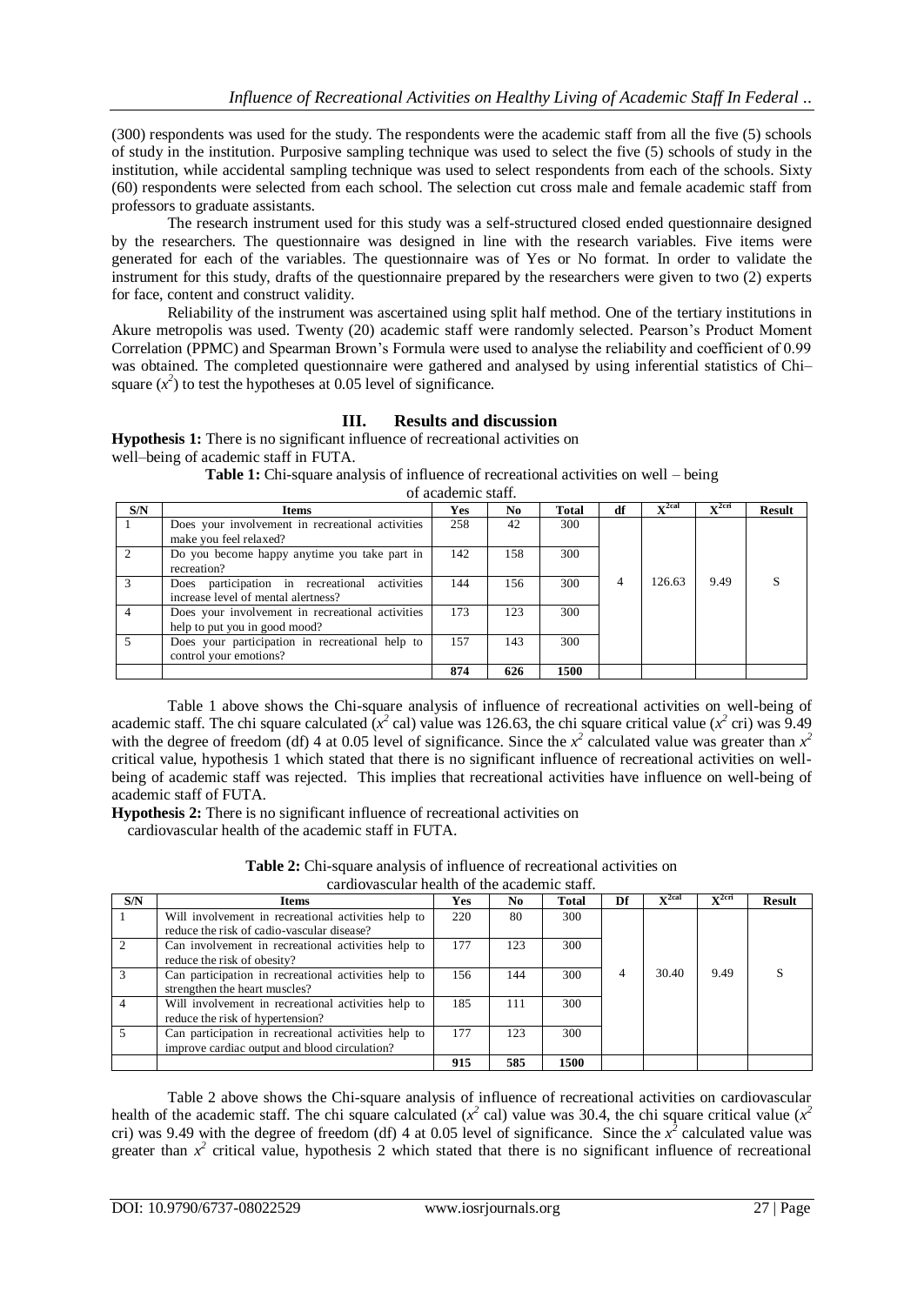(300) respondents was used for the study. The respondents were the academic staff from all the five (5) schools of study in the institution. Purposive sampling technique was used to select the five (5) schools of study in the institution, while accidental sampling technique was used to select respondents from each of the schools. Sixty (60) respondents were selected from each school. The selection cut cross male and female academic staff from professors to graduate assistants.

The research instrument used for this study was a self-structured closed ended questionnaire designed by the researchers. The questionnaire was designed in line with the research variables. Five items were generated for each of the variables. The questionnaire was of Yes or No format. In order to validate the instrument for this study, drafts of the questionnaire prepared by the researchers were given to two (2) experts for face, content and construct validity.

Reliability of the instrument was ascertained using split half method. One of the tertiary institutions in Akure metropolis was used. Twenty (20) academic staff were randomly selected. Pearson's Product Moment Correlation (PPMC) and Spearman Brown's Formula were used to analyse the reliability and coefficient of 0.99 was obtained. The completed questionnaire were gathered and analysed by using inferential statistics of Chi–square ($x^2$) to test the hypotheses at 0.05 level of significance.

## III. Results and discussion

**Hypothesis 1:** There is no significant influence of recreational activities on well–being of academic staff in FUTA.

**Table 1:** Chi-square analysis of influence of recreational activities on well – being of academic staff.

| S/N | Items | Yes | No | Total | df | $X^{2cal}$ | $X^{2cri}$ | Result |
|---|---|---|---|---|---|---|---|---|
| 1 | Does your involvement in recreational activities make you feel relaxed? | 258 | 42 | 300 | | | | |
| 2 | Do you become happy anytime you take part in recreation? | 142 | 158 | 300 | | | | |
| 3 | Does participation in recreational activities increase level of mental alertness? | 144 | 156 | 300 | 4 | 126.63 | 9.49 | S |
| 4 | Does your involvement in recreational activities help to put you in good mood? | 173 | 123 | 300 | | | | |
| 5 | Does your participation in recreational help to control your emotions? | 157 | 143 | 300 | | | | |
| | | **874** | **626** | **1500** | | | | |

Table 1 above shows the Chi-square analysis of influence of recreational activities on well-being of academic staff. The chi square calculated ($x^2$ cal) value was 126.63, the chi square critical value ($x^2$ cri) was 9.49 with the degree of freedom (df) 4 at 0.05 level of significance. Since the $x^2$ calculated value was greater than $x^2$ critical value, hypothesis 1 which stated that there is no significant influence of recreational activities on well-being of academic staff was rejected. This implies that recreational activities have influence on well-being of academic staff of FUTA.

**Hypothesis 2:** There is no significant influence of recreational activities on cardiovascular health of the academic staff in FUTA.

**Table 2:** Chi-square analysis of influence of recreational activities on cardiovascular health of the academic staff.

| S/N | Items | Yes | No | Total | Df | $X^{2cal}$ | $X^{2cri}$ | Result |
|---|---|---|---|---|---|---|---|---|
| 1 | Will involvement in recreational activities help to reduce the risk of cadio-vascular disease? | 220 | 80 | 300 | | | | |
| 2 | Can involvement in recreational activities help to reduce the risk of obesity? | 177 | 123 | 300 | | | | |
| 3 | Can participation in recreational activities help to strengthen the heart muscles? | 156 | 144 | 300 | 4 | 30.40 | 9.49 | S |
| 4 | Will involvement in recreational activities help to reduce the risk of hypertension? | 185 | 111 | 300 | | | | |
| 5 | Can participation in recreational activities help to improve cardiac output and blood circulation? | 177 | 123 | 300 | | | | |
| | | **915** | **585** | **1500** | | | | |

Table 2 above shows the Chi-square analysis of influence of recreational activities on cardiovascular health of the academic staff. The chi square calculated ($x^2$ cal) value was 30.4, the chi square critical value ($x^2$ cri) was 9.49 with the degree of freedom (df) 4 at 0.05 level of significance. Since the $x^2$ calculated value was greater than $x^2$ critical value, hypothesis 2 which stated that there is no significant influence of recreational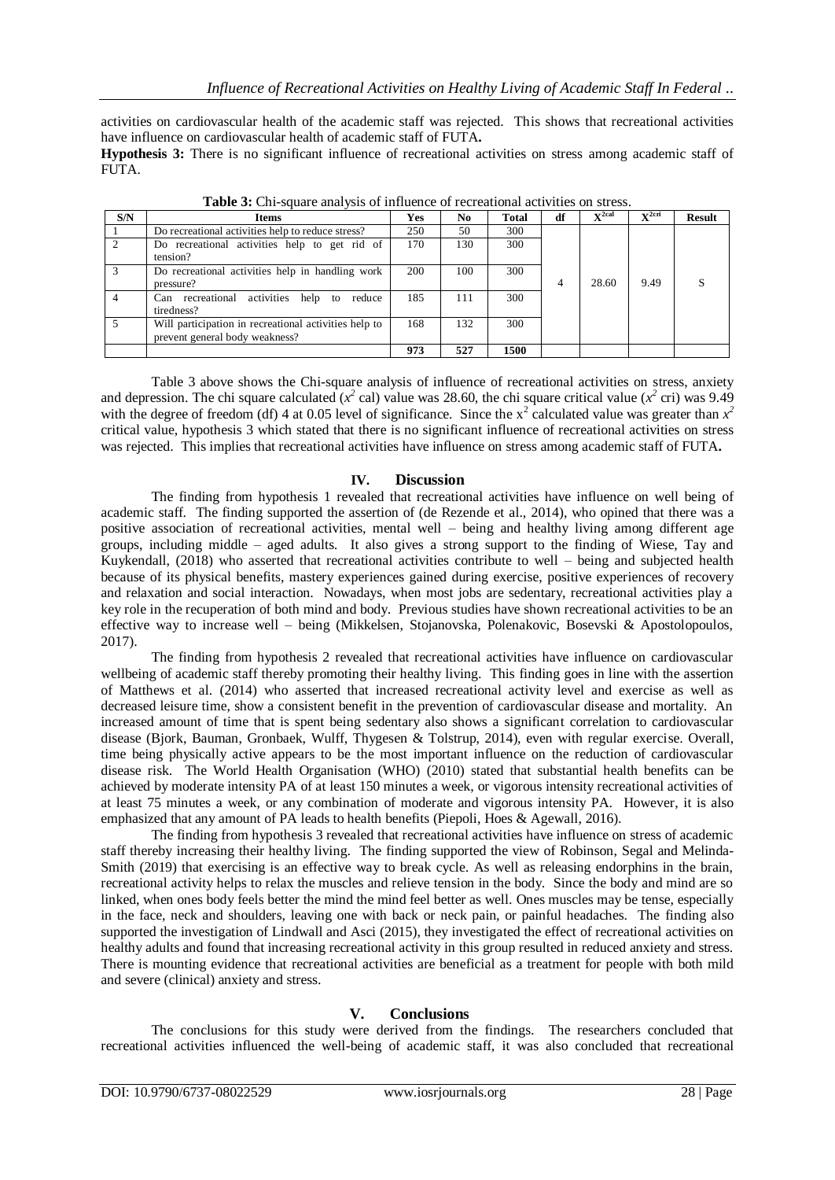activities on cardiovascular health of the academic staff was rejected. This shows that recreational activities have influence on cardiovascular health of academic staff of FUTA**.**

**Hypothesis 3:** There is no significant influence of recreational activities on stress among academic staff of FUTA.

**Table 3:** Chi-square analysis of influence of recreational activities on stress.

| S/N | Items | Yes | No | Total | df | $X^{2cal}$ | $X^{2cri}$ | Result |
|---|---|---|---|---|---|---|---|---|
| 1 | Do recreational activities help to reduce stress? | 250 | 50 | 300 | 4 | 28.60 | 9.49 | S |
| 2 | Do recreational activities help to get rid of tension? | 170 | 130 | 300 | | | | |
| 3 | Do recreational activities help in handling work pressure? | 200 | 100 | 300 | | | | |
| 4 | Can recreational activities help to reduce tiredness? | 185 | 111 | 300 | | | | |
| 5 | Will participation in recreational activities help to prevent general body weakness? | 168 | 132 | 300 | | | | |
| | | **973** | **527** | **1500** | | | | |

Table 3 above shows the Chi-square analysis of influence of recreational activities on stress, anxiety and depression. The chi square calculated ($x^2$ cal) value was 28.60, the chi square critical value ($x^2$ cri) was 9.49 with the degree of freedom (df) 4 at 0.05 level of significance. Since the $x^2$ calculated value was greater than $x^2$ critical value, hypothesis 3 which stated that there is no significant influence of recreational activities on stress was rejected. This implies that recreational activities have influence on stress among academic staff of FUTA**.**

## IV. Discussion

The finding from hypothesis 1 revealed that recreational activities have influence on well being of academic staff. The finding supported the assertion of (de Rezende et al., 2014), who opined that there was a positive association of recreational activities, mental well – being and healthy living among different age groups, including middle – aged adults. It also gives a strong support to the finding of Wiese, Tay and Kuykendall, (2018) who asserted that recreational activities contribute to well – being and subjected health because of its physical benefits, mastery experiences gained during exercise, positive experiences of recovery and relaxation and social interaction. Nowadays, when most jobs are sedentary, recreational activities play a key role in the recuperation of both mind and body. Previous studies have shown recreational activities to be an effective way to increase well – being (Mikkelsen, Stojanovska, Polenakovic, Bosevski & Apostolopoulos, 2017).

The finding from hypothesis 2 revealed that recreational activities have influence on cardiovascular wellbeing of academic staff thereby promoting their healthy living. This finding goes in line with the assertion of Matthews et al. (2014) who asserted that increased recreational activity level and exercise as well as decreased leisure time, show a consistent benefit in the prevention of cardiovascular disease and mortality. An increased amount of time that is spent being sedentary also shows a significant correlation to cardiovascular disease (Bjork, Bauman, Gronbaek, Wulff, Thygesen & Tolstrup, 2014), even with regular exercise. Overall, time being physically active appears to be the most important influence on the reduction of cardiovascular disease risk. The World Health Organisation (WHO) (2010) stated that substantial health benefits can be achieved by moderate intensity PA of at least 150 minutes a week, or vigorous intensity recreational activities of at least 75 minutes a week, or any combination of moderate and vigorous intensity PA. However, it is also emphasized that any amount of PA leads to health benefits (Piepoli, Hoes & Agewall, 2016).

The finding from hypothesis 3 revealed that recreational activities have influence on stress of academic staff thereby increasing their healthy living. The finding supported the view of Robinson, Segal and Melinda-Smith (2019) that exercising is an effective way to break cycle. As well as releasing endorphins in the brain, recreational activity helps to relax the muscles and relieve tension in the body. Since the body and mind are so linked, when ones body feels better the mind the mind feel better as well. Ones muscles may be tense, especially in the face, neck and shoulders, leaving one with back or neck pain, or painful headaches. The finding also supported the investigation of Lindwall and Asci (2015), they investigated the effect of recreational activities on healthy adults and found that increasing recreational activity in this group resulted in reduced anxiety and stress. There is mounting evidence that recreational activities are beneficial as a treatment for people with both mild and severe (clinical) anxiety and stress.

## V. Conclusions

The conclusions for this study were derived from the findings. The researchers concluded that recreational activities influenced the well-being of academic staff, it was also concluded that recreational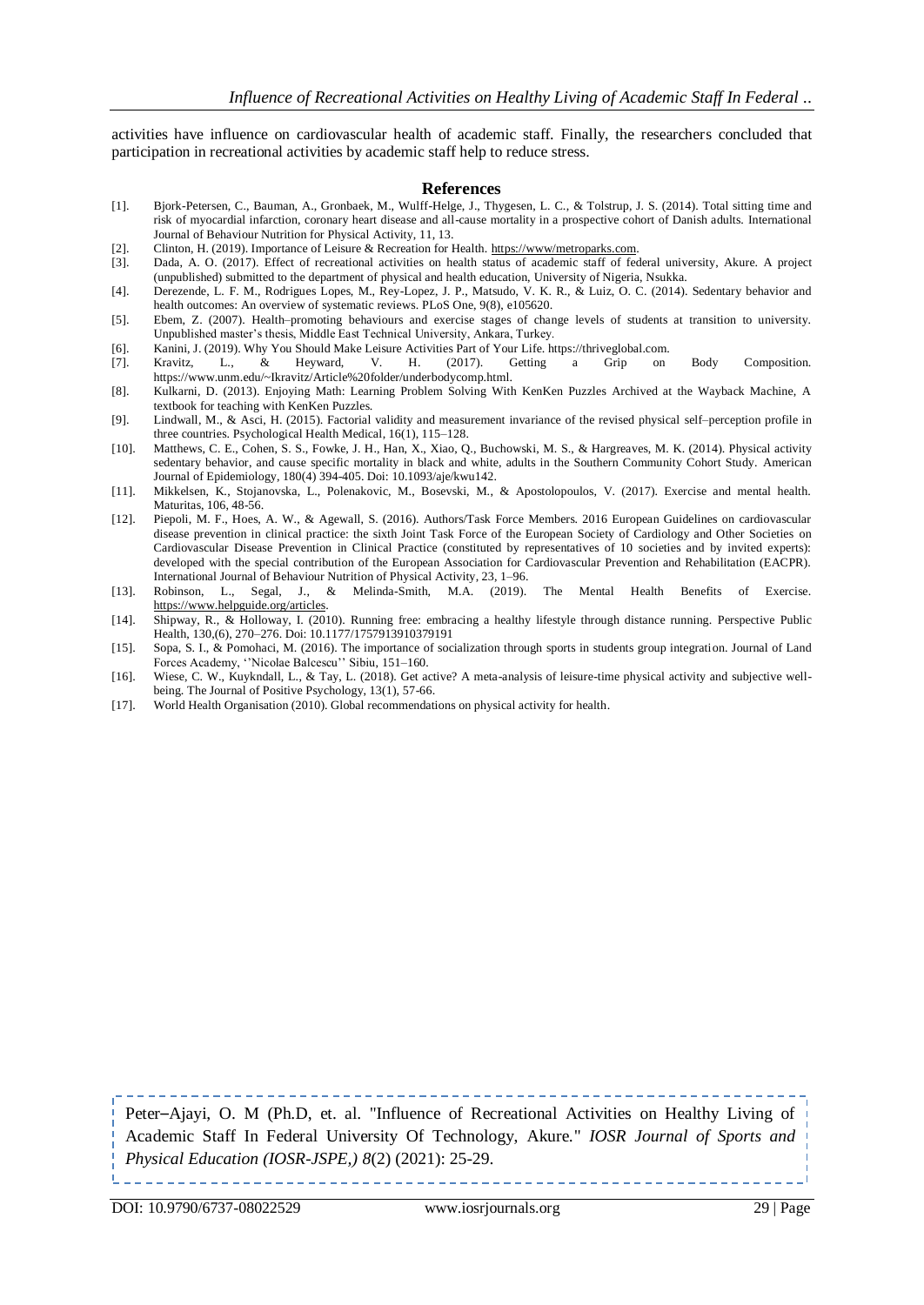activities have influence on cardiovascular health of academic staff. Finally, the researchers concluded that participation in recreational activities by academic staff help to reduce stress.

## References

[1]. Bjork-Petersen, C., Bauman, A., Gronbaek, M., Wulff-Helge, J., Thygesen, L. C., & Tolstrup, J. S. (2014). Total sitting time and risk of myocardial infarction, coronary heart disease and all-cause mortality in a prospective cohort of Danish adults. International Journal of Behaviour Nutrition for Physical Activity, 11, 13.

[2]. Clinton, H. (2019). Importance of Leisure & Recreation for Health. https://www/metroparks.com.

[3]. Dada, A. O. (2017). Effect of recreational activities on health status of academic staff of federal university, Akure. A project (unpublished) submitted to the department of physical and health education, University of Nigeria, Nsukka.

[4]. Derezende, L. F. M., Rodrigues Lopes, M., Rey-Lopez, J. P., Matsudo, V. K. R., & Luiz, O. C. (2014). Sedentary behavior and health outcomes: An overview of systematic reviews. PLoS One, 9(8), e105620.

[5]. Ebem, Z. (2007). Health–promoting behaviours and exercise stages of change levels of students at transition to university. Unpublished master's thesis, Middle East Technical University, Ankara, Turkey.

[6]. Kanini, J. (2019). Why You Should Make Leisure Activities Part of Your Life. https://thriveglobal.com.

[7]. Kravitz, L., & Heyward, V. H. (2017). Getting a Grip on Body Composition. https://www.unm.edu/~Ikravitz/Article%20folder/underbodycomp.html.

[8]. Kulkarni, D. (2013). Enjoying Math: Learning Problem Solving With KenKen Puzzles Archived at the Wayback Machine, A textbook for teaching with KenKen Puzzles.

[9]. Lindwall, M., & Asci, H. (2015). Factorial validity and measurement invariance of the revised physical self–perception profile in three countries. Psychological Health Medical, 16(1), 115–128.

[10]. Matthews, C. E., Cohen, S. S., Fowke, J. H., Han, X., Xiao, Q., Buchowski, M. S., & Hargreaves, M. K. (2014). Physical activity sedentary behavior, and cause specific mortality in black and white, adults in the Southern Community Cohort Study. American Journal of Epidemiology, 180(4) 394-405. Doi: 10.1093/aje/kwu142.

[11]. Mikkelsen, K., Stojanovska, L., Polenakovic, M., Bosevski, M., & Apostolopoulos, V. (2017). Exercise and mental health. Maturitas, 106, 48-56.

[12]. Piepoli, M. F., Hoes, A. W., & Agewall, S. (2016). Authors/Task Force Members. 2016 European Guidelines on cardiovascular disease prevention in clinical practice: the sixth Joint Task Force of the European Society of Cardiology and Other Societies on Cardiovascular Disease Prevention in Clinical Practice (constituted by representatives of 10 societies and by invited experts): developed with the special contribution of the European Association for Cardiovascular Prevention and Rehabilitation (EACPR). International Journal of Behaviour Nutrition of Physical Activity, 23, 1–96.

[13]. Robinson, L., Segal, J., & Melinda-Smith, M.A. (2019). The Mental Health Benefits of Exercise. https://www.helpguide.org/articles.

[14]. Shipway, R., & Holloway, I. (2010). Running free: embracing a healthy lifestyle through distance running. Perspective Public Health, 130,(6), 270–276. Doi: 10.1177/1757913910379191

[15]. Sopa, S. I., & Pomohaci, M. (2016). The importance of socialization through sports in students group integration. Journal of Land Forces Academy, ''Nicolae Balcescu'' Sibiu, 151–160.

[16]. Wiese, C. W., Kuykndall, L., & Tay, L. (2018). Get active? A meta-analysis of leisure-time physical activity and subjective well-being. The Journal of Positive Psychology, 13(1), 57-66.

[17]. World Health Organisation (2010). Global recommendations on physical activity for health.

Peter–Ajayi, O. M (Ph.D, et. al. "Influence of Recreational Activities on Healthy Living of Academic Staff In Federal University Of Technology, Akure." *IOSR Journal of Sports and Physical Education (IOSR-JSPE,)* *8*(2) (2021): 25-29.